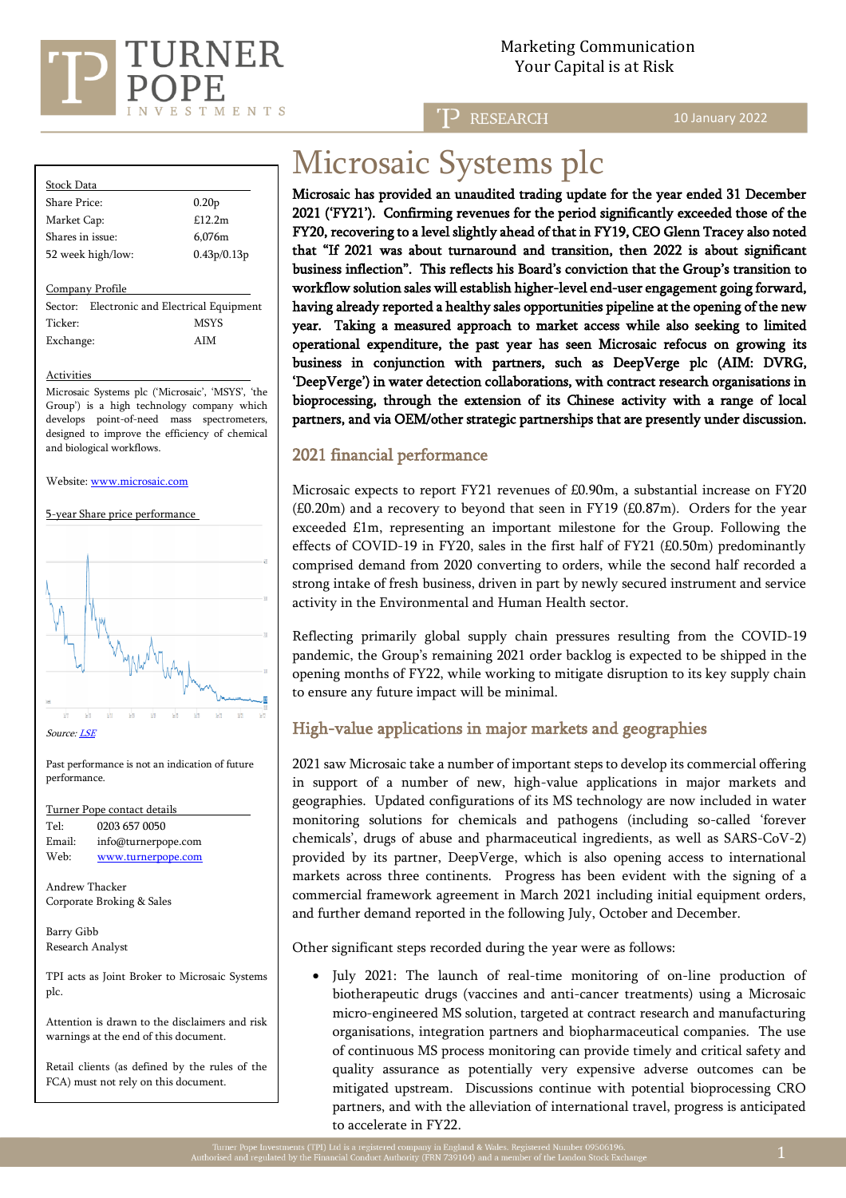Marketing Communication
Your Capital is at Risk

RESEARCH — 10 January 2022

# Microsaic Systems plc

**Microsaic has provided an unaudited trading update for the year ended 31 December 2021 ('FY21'). Confirming revenues for the period significantly exceeded those of the FY20, recovering to a level slightly ahead of that in FY19, CEO Glenn Tracey also noted that "If 2021 was about turnaround and transition, then 2022 is about significant business inflection". This reflects his Board's conviction that the Group's transition to workflow solution sales will establish higher-level end-user engagement going forward, having already reported a healthy sales opportunities pipeline at the opening of the new year. Taking a measured approach to market access while also seeking to limited operational expenditure, the past year has seen Microsaic refocus on growing its business in conjunction with partners, such as DeepVerge plc (AIM: DVRG, 'DeepVerge') in water detection collaborations, with contract research organisations in bioprocessing, through the extension of its Chinese activity with a range of local partners, and via OEM/other strategic partnerships that are presently under discussion.**

## 2021 financial performance

Microsaic expects to report FY21 revenues of £0.90m, a substantial increase on FY20 (£0.20m) and a recovery to beyond that seen in FY19 (£0.87m). Orders for the year exceeded £1m, representing an important milestone for the Group. Following the effects of COVID-19 in FY20, sales in the first half of FY21 (£0.50m) predominantly comprised demand from 2020 converting to orders, while the second half recorded a strong intake of fresh business, driven in part by newly secured instrument and service activity in the Environmental and Human Health sector.

Reflecting primarily global supply chain pressures resulting from the COVID-19 pandemic, the Group's remaining 2021 order backlog is expected to be shipped in the opening months of FY22, while working to mitigate disruption to its key supply chain to ensure any future impact will be minimal.

## High-value applications in major markets and geographies

2021 saw Microsaic take a number of important steps to develop its commercial offering in support of a number of new, high-value applications in major markets and geographies. Updated configurations of its MS technology are now included in water monitoring solutions for chemicals and pathogens (including so-called 'forever chemicals', drugs of abuse and pharmaceutical ingredients, as well as SARS-CoV-2) provided by its partner, DeepVerge, which is also opening access to international markets across three continents. Progress has been evident with the signing of a commercial framework agreement in March 2021 including initial equipment orders, and further demand reported in the following July, October and December.

Other significant steps recorded during the year were as follows:

- July 2021: The launch of real-time monitoring of on-line production of biotherapeutic drugs (vaccines and anti-cancer treatments) using a Microsaic micro-engineered MS solution, targeted at contract research and manufacturing organisations, integration partners and biopharmaceutical companies. The use of continuous MS process monitoring can provide timely and critical safety and quality assurance as potentially very expensive adverse outcomes can be mitigated upstream. Discussions continue with potential bioprocessing CRO partners, and with the alleviation of international travel, progress is anticipated to accelerate in FY22.

| Stock Data | |
|---|---|
| Share Price: | 0.20p |
| Market Cap: | £12.2m |
| Shares in issue: | 6,076m |
| 52 week high/low: | 0.43p/0.13p |

| Company Profile | |
|---|---|
| Sector: | Electronic and Electrical Equipment |
| Ticker: | MSYS |
| Exchange: | AIM |

Activities

Microsaic Systems plc ('Microsaic', 'MSYS', 'the Group') is a high technology company which develops point-of-need mass spectrometers, designed to improve the efficiency of chemical and biological workflows.

Website: www.microsaic.com

5-year Share price performance

Source: LSE

Past performance is not an indication of future performance.

Turner Pope contact details

Tel: 0203 657 0050
Email: info@turnerpope.com
Web: www.turnerpope.com

Andrew Thacker
Corporate Broking & Sales

Barry Gibb
Research Analyst

TPI acts as Joint Broker to Microsaic Systems plc.

Attention is drawn to the disclaimers and risk warnings at the end of this document.

Retail clients (as defined by the rules of the FCA) must not rely on this document.

Turner Pope Investments (TPI) Ltd is a registered company in England & Wales, Registered Number 09506196.
Authorised and regulated by the Financial Conduct Authority (FRN 739104) and a member of the London Stock Exchange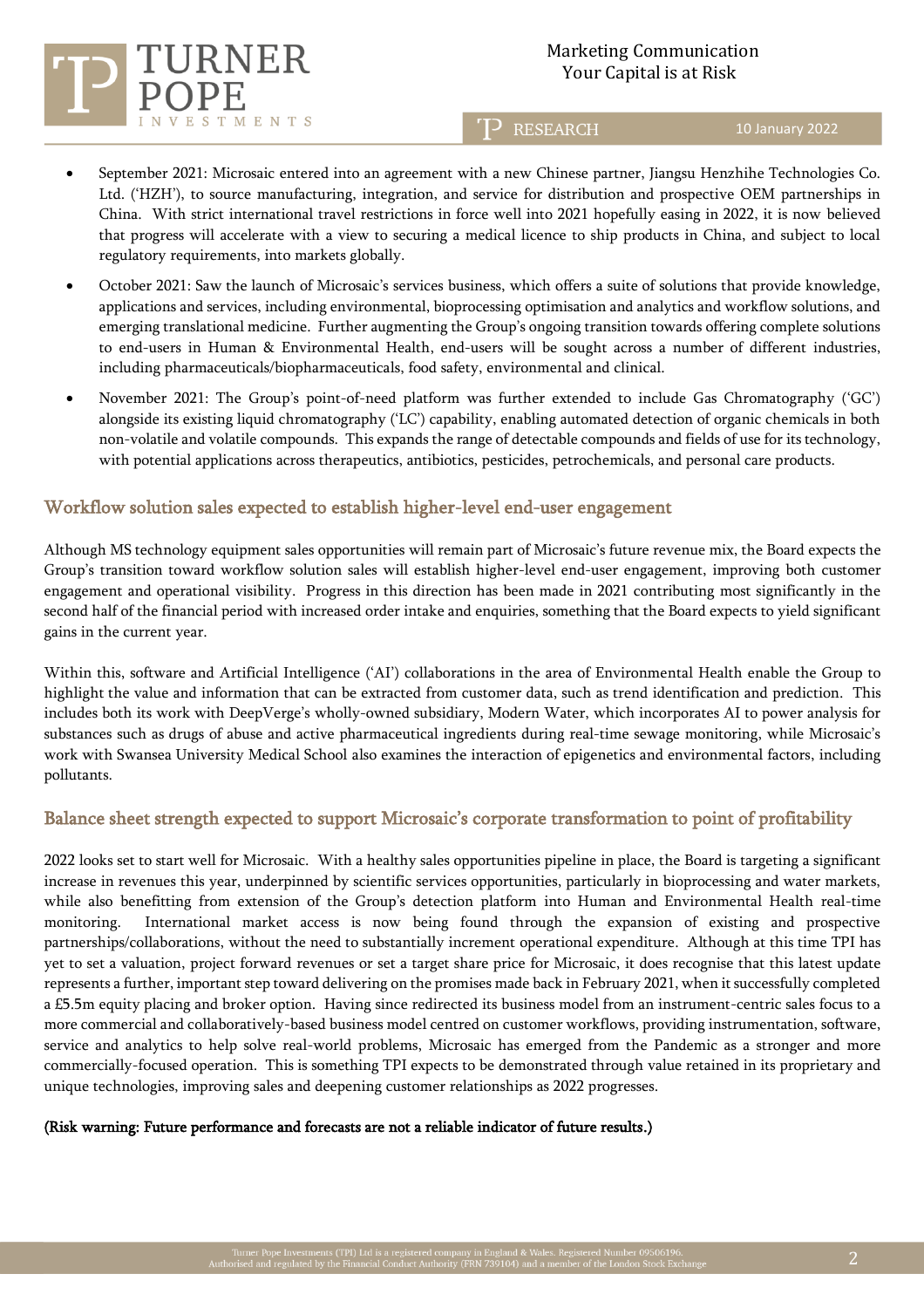- September 2021: Microsaic entered into an agreement with a new Chinese partner, Jiangsu Henzhihe Technologies Co. Ltd. ('HZH'), to source manufacturing, integration, and service for distribution and prospective OEM partnerships in China. With strict international travel restrictions in force well into 2021 hopefully easing in 2022, it is now believed that progress will accelerate with a view to securing a medical licence to ship products in China, and subject to local regulatory requirements, into markets globally.
- October 2021: Saw the launch of Microsaic's services business, which offers a suite of solutions that provide knowledge, applications and services, including environmental, bioprocessing optimisation and analytics and workflow solutions, and emerging translational medicine. Further augmenting the Group's ongoing transition towards offering complete solutions to end-users in Human & Environmental Health, end-users will be sought across a number of different industries, including pharmaceuticals/biopharmaceuticals, food safety, environmental and clinical.
- November 2021: The Group's point-of-need platform was further extended to include Gas Chromatography ('GC') alongside its existing liquid chromatography ('LC') capability, enabling automated detection of organic chemicals in both non-volatile and volatile compounds. This expands the range of detectable compounds and fields of use for its technology, with potential applications across therapeutics, antibiotics, pesticides, petrochemicals, and personal care products.

## Workflow solution sales expected to establish higher-level end-user engagement

Although MS technology equipment sales opportunities will remain part of Microsaic's future revenue mix, the Board expects the Group's transition toward workflow solution sales will establish higher-level end-user engagement, improving both customer engagement and operational visibility. Progress in this direction has been made in 2021 contributing most significantly in the second half of the financial period with increased order intake and enquiries, something that the Board expects to yield significant gains in the current year.

Within this, software and Artificial Intelligence ('AI') collaborations in the area of Environmental Health enable the Group to highlight the value and information that can be extracted from customer data, such as trend identification and prediction. This includes both its work with DeepVerge's wholly-owned subsidiary, Modern Water, which incorporates AI to power analysis for substances such as drugs of abuse and active pharmaceutical ingredients during real-time sewage monitoring, while Microsaic's work with Swansea University Medical School also examines the interaction of epigenetics and environmental factors, including pollutants.

## Balance sheet strength expected to support Microsaic's corporate transformation to point of profitability

2022 looks set to start well for Microsaic. With a healthy sales opportunities pipeline in place, the Board is targeting a significant increase in revenues this year, underpinned by scientific services opportunities, particularly in bioprocessing and water markets, while also benefitting from extension of the Group's detection platform into Human and Environmental Health real-time monitoring. International market access is now being found through the expansion of existing and prospective partnerships/collaborations, without the need to substantially increment operational expenditure. Although at this time TPI has yet to set a valuation, project forward revenues or set a target share price for Microsaic, it does recognise that this latest update represents a further, important step toward delivering on the promises made back in February 2021, when it successfully completed a £5.5m equity placing and broker option. Having since redirected its business model from an instrument-centric sales focus to a more commercial and collaboratively-based business model centred on customer workflows, providing instrumentation, software, service and analytics to help solve real-world problems, Microsaic has emerged from the Pandemic as a stronger and more commercially-focused operation. This is something TPI expects to be demonstrated through value retained in its proprietary and unique technologies, improving sales and deepening customer relationships as 2022 progresses.

**(Risk warning: Future performance and forecasts are not a reliable indicator of future results.)**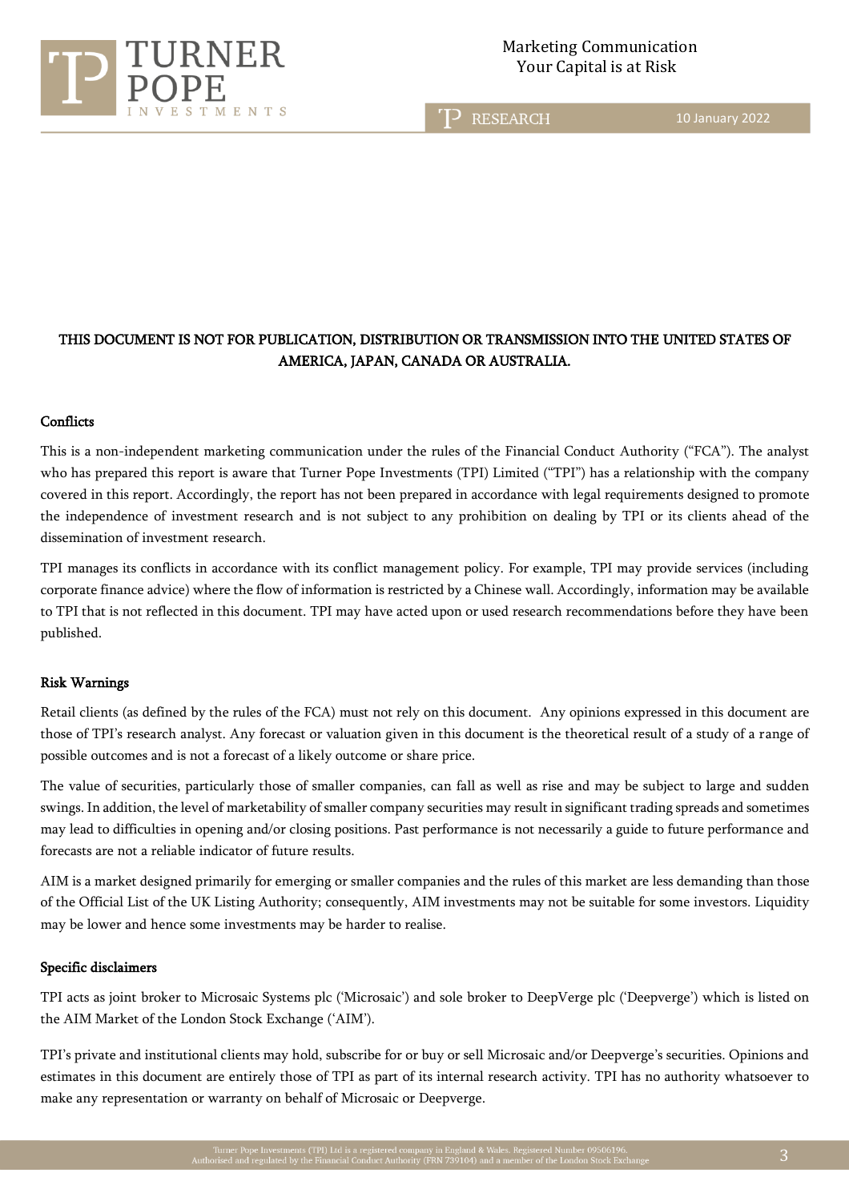**THIS DOCUMENT IS NOT FOR PUBLICATION, DISTRIBUTION OR TRANSMISSION INTO THE UNITED STATES OF AMERICA, JAPAN, CANADA OR AUSTRALIA.**

## Conflicts

This is a non-independent marketing communication under the rules of the Financial Conduct Authority ("FCA"). The analyst who has prepared this report is aware that Turner Pope Investments (TPI) Limited ("TPI") has a relationship with the company covered in this report. Accordingly, the report has not been prepared in accordance with legal requirements designed to promote the independence of investment research and is not subject to any prohibition on dealing by TPI or its clients ahead of the dissemination of investment research.

TPI manages its conflicts in accordance with its conflict management policy. For example, TPI may provide services (including corporate finance advice) where the flow of information is restricted by a Chinese wall. Accordingly, information may be available to TPI that is not reflected in this document. TPI may have acted upon or used research recommendations before they have been published.

## Risk Warnings

Retail clients (as defined by the rules of the FCA) must not rely on this document. Any opinions expressed in this document are those of TPI's research analyst. Any forecast or valuation given in this document is the theoretical result of a study of a range of possible outcomes and is not a forecast of a likely outcome or share price.

The value of securities, particularly those of smaller companies, can fall as well as rise and may be subject to large and sudden swings. In addition, the level of marketability of smaller company securities may result in significant trading spreads and sometimes may lead to difficulties in opening and/or closing positions. Past performance is not necessarily a guide to future performance and forecasts are not a reliable indicator of future results.

AIM is a market designed primarily for emerging or smaller companies and the rules of this market are less demanding than those of the Official List of the UK Listing Authority; consequently, AIM investments may not be suitable for some investors. Liquidity may be lower and hence some investments may be harder to realise.

## Specific disclaimers

TPI acts as joint broker to Microsaic Systems plc ('Microsaic') and sole broker to DeepVerge plc ('Deepverge') which is listed on the AIM Market of the London Stock Exchange ('AIM').

TPI's private and institutional clients may hold, subscribe for or buy or sell Microsaic and/or Deepverge's securities. Opinions and estimates in this document are entirely those of TPI as part of its internal research activity. TPI has no authority whatsoever to make any representation or warranty on behalf of Microsaic or Deepverge.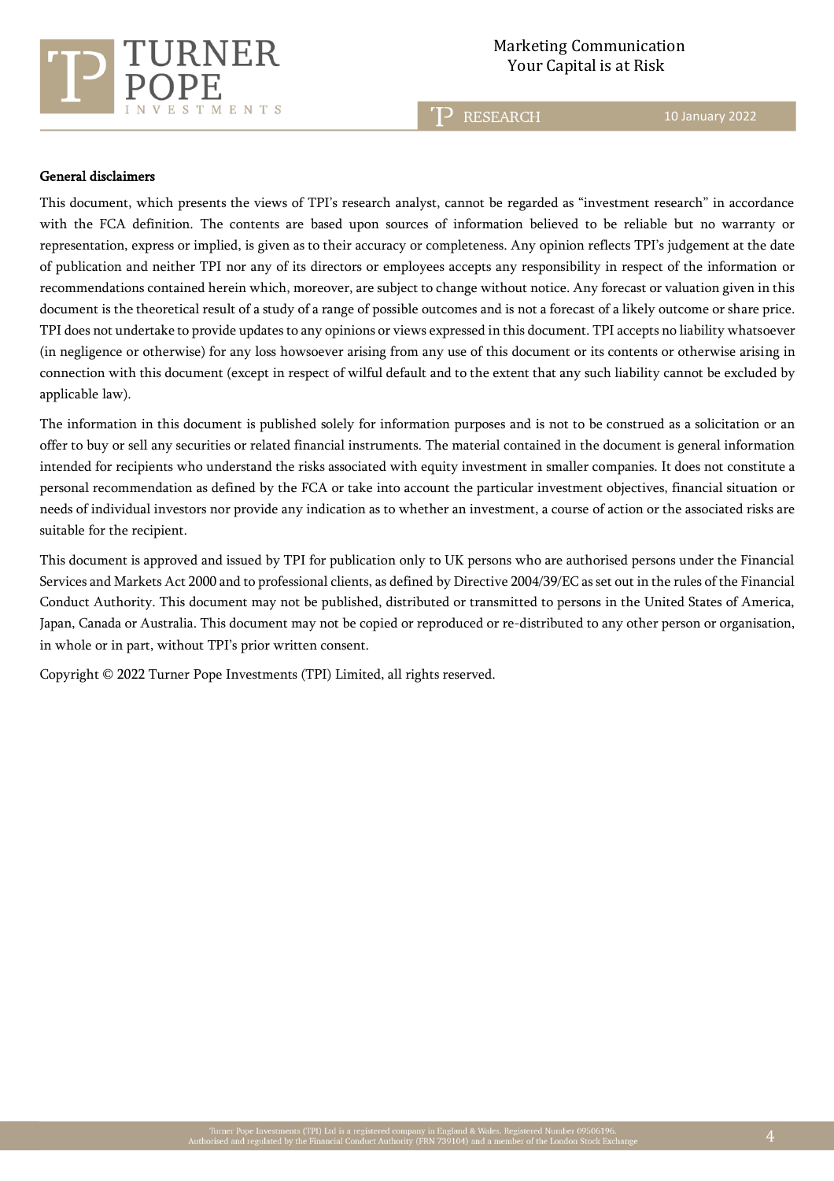## General disclaimers

This document, which presents the views of TPI's research analyst, cannot be regarded as "investment research" in accordance with the FCA definition. The contents are based upon sources of information believed to be reliable but no warranty or representation, express or implied, is given as to their accuracy or completeness. Any opinion reflects TPI's judgement at the date of publication and neither TPI nor any of its directors or employees accepts any responsibility in respect of the information or recommendations contained herein which, moreover, are subject to change without notice. Any forecast or valuation given in this document is the theoretical result of a study of a range of possible outcomes and is not a forecast of a likely outcome or share price. TPI does not undertake to provide updates to any opinions or views expressed in this document. TPI accepts no liability whatsoever (in negligence or otherwise) for any loss howsoever arising from any use of this document or its contents or otherwise arising in connection with this document (except in respect of wilful default and to the extent that any such liability cannot be excluded by applicable law).

The information in this document is published solely for information purposes and is not to be construed as a solicitation or an offer to buy or sell any securities or related financial instruments. The material contained in the document is general information intended for recipients who understand the risks associated with equity investment in smaller companies. It does not constitute a personal recommendation as defined by the FCA or take into account the particular investment objectives, financial situation or needs of individual investors nor provide any indication as to whether an investment, a course of action or the associated risks are suitable for the recipient.

This document is approved and issued by TPI for publication only to UK persons who are authorised persons under the Financial Services and Markets Act 2000 and to professional clients, as defined by Directive 2004/39/EC as set out in the rules of the Financial Conduct Authority. This document may not be published, distributed or transmitted to persons in the United States of America, Japan, Canada or Australia. This document may not be copied or reproduced or re-distributed to any other person or organisation, in whole or in part, without TPI's prior written consent.

Copyright © 2022 Turner Pope Investments (TPI) Limited, all rights reserved.